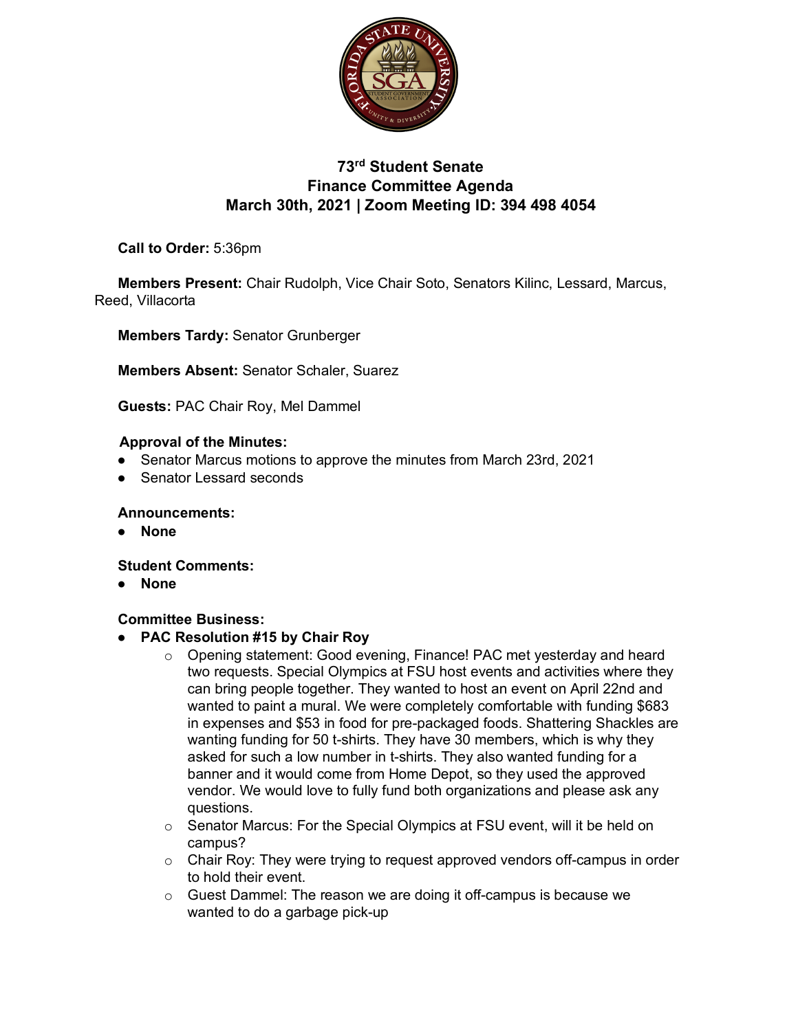# 73rd Student Senate
## Finance Committee Agenda
### March 30th, 2021 | Zoom Meeting ID: 394 498 4054

**Call to Order:** 5:36pm

**Members Present:** Chair Rudolph, Vice Chair Soto, Senators Kilinc, Lessard, Marcus, Reed, Villacorta

**Members Tardy:** Senator Grunberger

**Members Absent:** Senator Schaler, Suarez

**Guests:** PAC Chair Roy, Mel Dammel

**Approval of the Minutes:**

- Senator Marcus motions to approve the minutes from March 23rd, 2021
- Senator Lessard seconds

**Announcements:**

- **None**

**Student Comments:**

- **None**

**Committee Business:**

- **PAC Resolution #15 by Chair Roy**
  - Opening statement: Good evening, Finance! PAC met yesterday and heard two requests. Special Olympics at FSU host events and activities where they can bring people together. They wanted to host an event on April 22nd and wanted to paint a mural. We were completely comfortable with funding $683 in expenses and $53 in food for pre-packaged foods. Shattering Shackles are wanting funding for 50 t-shirts. They have 30 members, which is why they asked for such a low number in t-shirts. They also wanted funding for a banner and it would come from Home Depot, so they used the approved vendor. We would love to fully fund both organizations and please ask any questions.
  - Senator Marcus: For the Special Olympics at FSU event, will it be held on campus?
  - Chair Roy: They were trying to request approved vendors off-campus in order to hold their event.
  - Guest Dammel: The reason we are doing it off-campus is because we wanted to do a garbage pick-up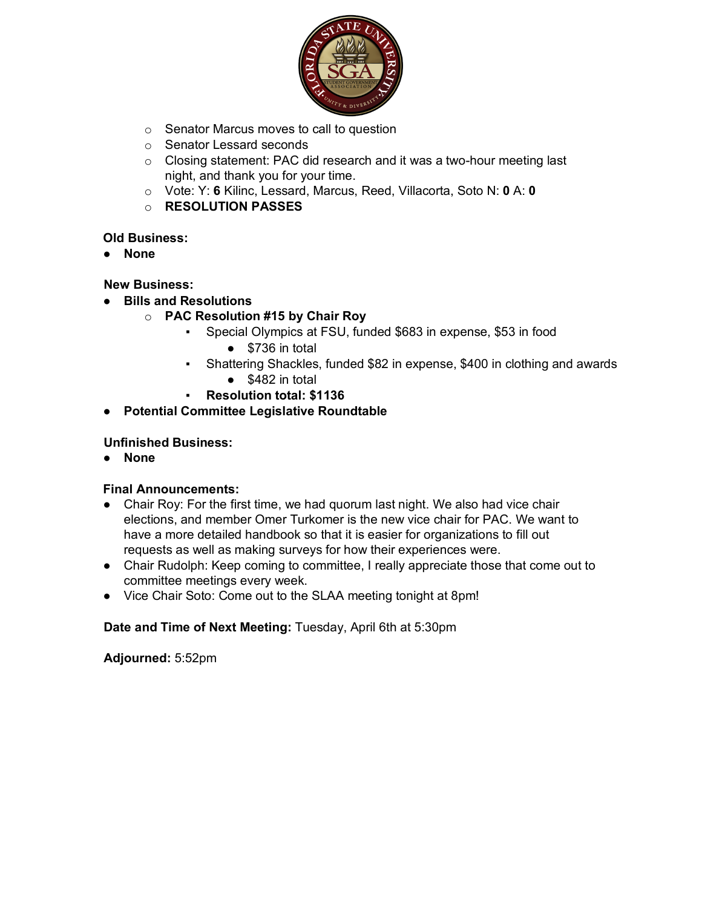- Senator Marcus moves to call to question
- Senator Lessard seconds
- Closing statement: PAC did research and it was a two-hour meeting last night, and thank you for your time.
- Vote: Y: **6** Kilinc, Lessard, Marcus, Reed, Villacorta, Soto N: **0** A: **0**
- **RESOLUTION PASSES**

**Old Business:**

- **None**

**New Business:**

- **Bills and Resolutions**
  - **PAC Resolution #15 by Chair Roy**
    - Special Olympics at FSU, funded $683 in expense, $53 in food
      - $736 in total
    - Shattering Shackles, funded $82 in expense, $400 in clothing and awards
      - $482 in total
    - **Resolution total: $1136**
- **Potential Committee Legislative Roundtable**

**Unfinished Business:**

- **None**

**Final Announcements:**

- Chair Roy: For the first time, we had quorum last night. We also had vice chair elections, and member Omer Turkomer is the new vice chair for PAC. We want to have a more detailed handbook so that it is easier for organizations to fill out requests as well as making surveys for how their experiences were.
- Chair Rudolph: Keep coming to committee, I really appreciate those that come out to committee meetings every week.
- Vice Chair Soto: Come out to the SLAA meeting tonight at 8pm!

**Date and Time of Next Meeting:** Tuesday, April 6th at 5:30pm

**Adjourned:** 5:52pm